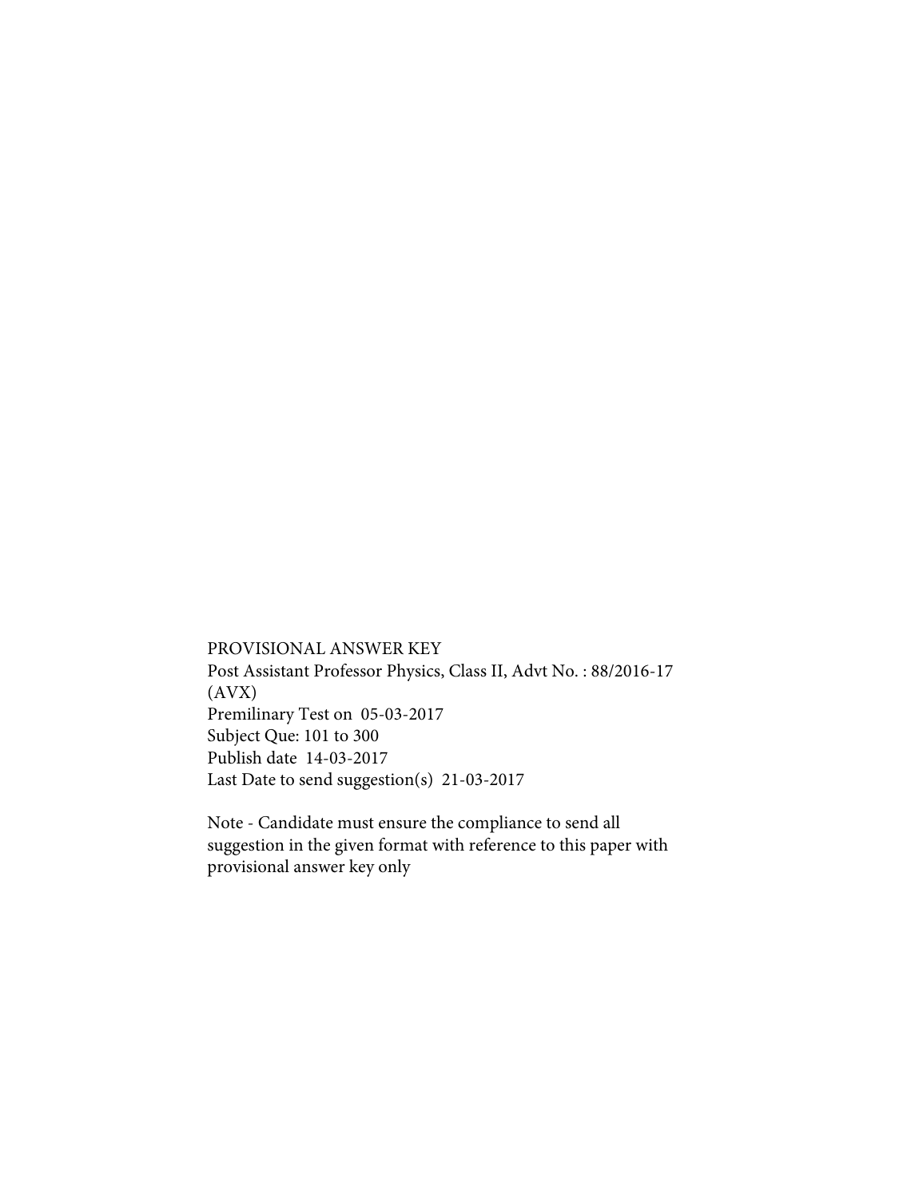PROVISIONAL ANSWER KEY
Post Assistant Professor Physics, Class II, Advt No. : 88/2016-17
(AVX)
Premilinary Test on 05-03-2017
Subject Que: 101 to 300
Publish date 14-03-2017
Last Date to send suggestion(s) 21-03-2017

Note - Candidate must ensure the compliance to send all suggestion in the given format with reference to this paper with provisional answer key only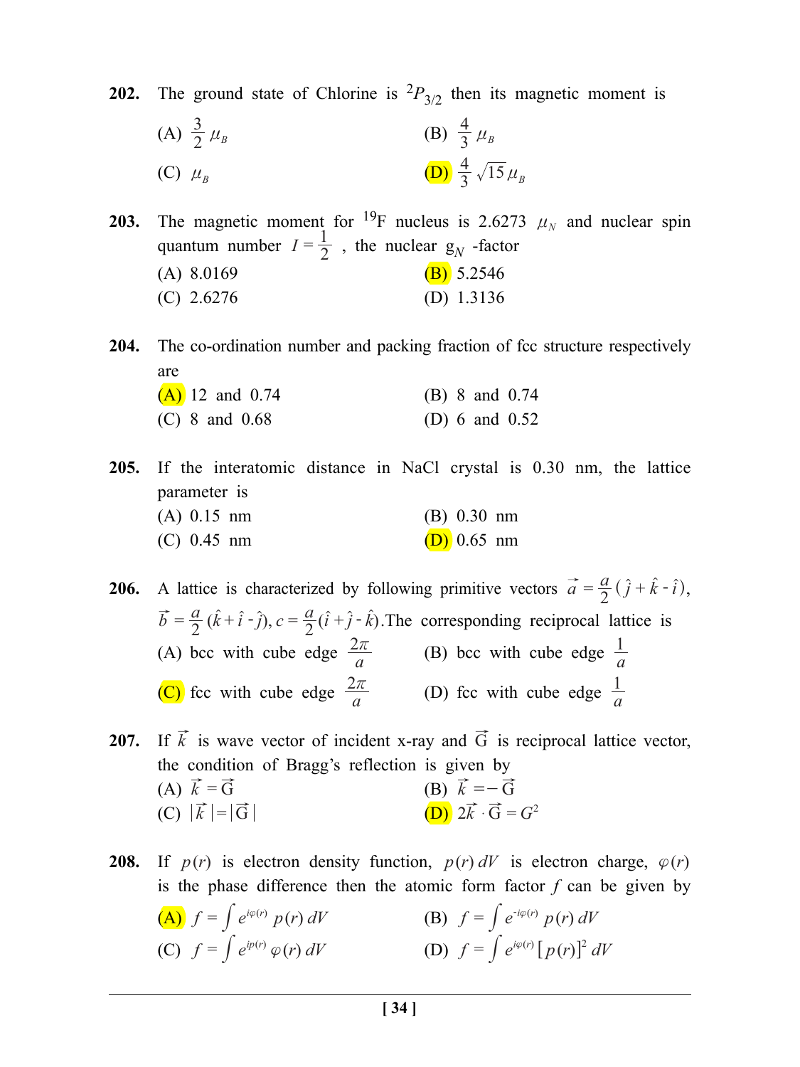**202.** The ground state of Chlorine is $^2P_{3/2}$ then its magnetic moment is

(A) $\frac{3}{2}\mu_B$ (B) $\frac{4}{3}\mu_B$

(C) $\mu_B$ (D) $\frac{4}{3}\sqrt{15}\mu_B$

**203.** The magnetic moment for $^{19}$F nucleus is 2.6273 $\mu_N$ and nuclear spin quantum number $I = \frac{1}{2}$ , the nuclear $g_N$ -factor

(A) 8.0169 (B) 5.2546

(C) 2.6276 (D) 1.3136

**204.** The co-ordination number and packing fraction of fcc structure respectively are

(A) 12 and 0.74 (B) 8 and 0.74

(C) 8 and 0.68 (D) 6 and 0.52

**205.** If the interatomic distance in NaCl crystal is 0.30 nm, the lattice parameter is

(A) 0.15 nm (B) 0.30 nm

(C) 0.45 nm (D) 0.65 nm

**206.** A lattice is characterized by following primitive vectors $\vec{a} = \frac{a}{2}(\hat{j} + \hat{k} - \hat{i})$, $\vec{b} = \frac{a}{2}(\hat{k} + \hat{i} - \hat{j}), c = \frac{a}{2}(\hat{i} + \hat{j} - \hat{k})$.The corresponding reciprocal lattice is

(A) bcc with cube edge $\frac{2\pi}{a}$ (B) bcc with cube edge $\frac{1}{a}$

(C) fcc with cube edge $\frac{2\pi}{a}$ (D) fcc with cube edge $\frac{1}{a}$

**207.** If $\vec{k}$ is wave vector of incident x-ray and $\vec{G}$ is reciprocal lattice vector, the condition of Bragg's reflection is given by

(A) $\vec{k} = \vec{G}$ (B) $\vec{k} = -\vec{G}$

(C) $|\vec{k}| = |\vec{G}|$ (D) $2\vec{k} \cdot \vec{G} = G^2$

**208.** If $p(r)$ is electron density function, $p(r)\,dV$ is electron charge, $\varphi(r)$ is the phase difference then the atomic form factor $f$ can be given by

(A) $f = \int e^{i\varphi(r)}\, p(r)\, dV$ (B) $f = \int e^{-i\varphi(r)}\, p(r)\, dV$

(C) $f = \int e^{ip(r)}\, \varphi(r)\, dV$ (D) $f = \int e^{i\varphi(r)}\, [p(r)]^2\, dV$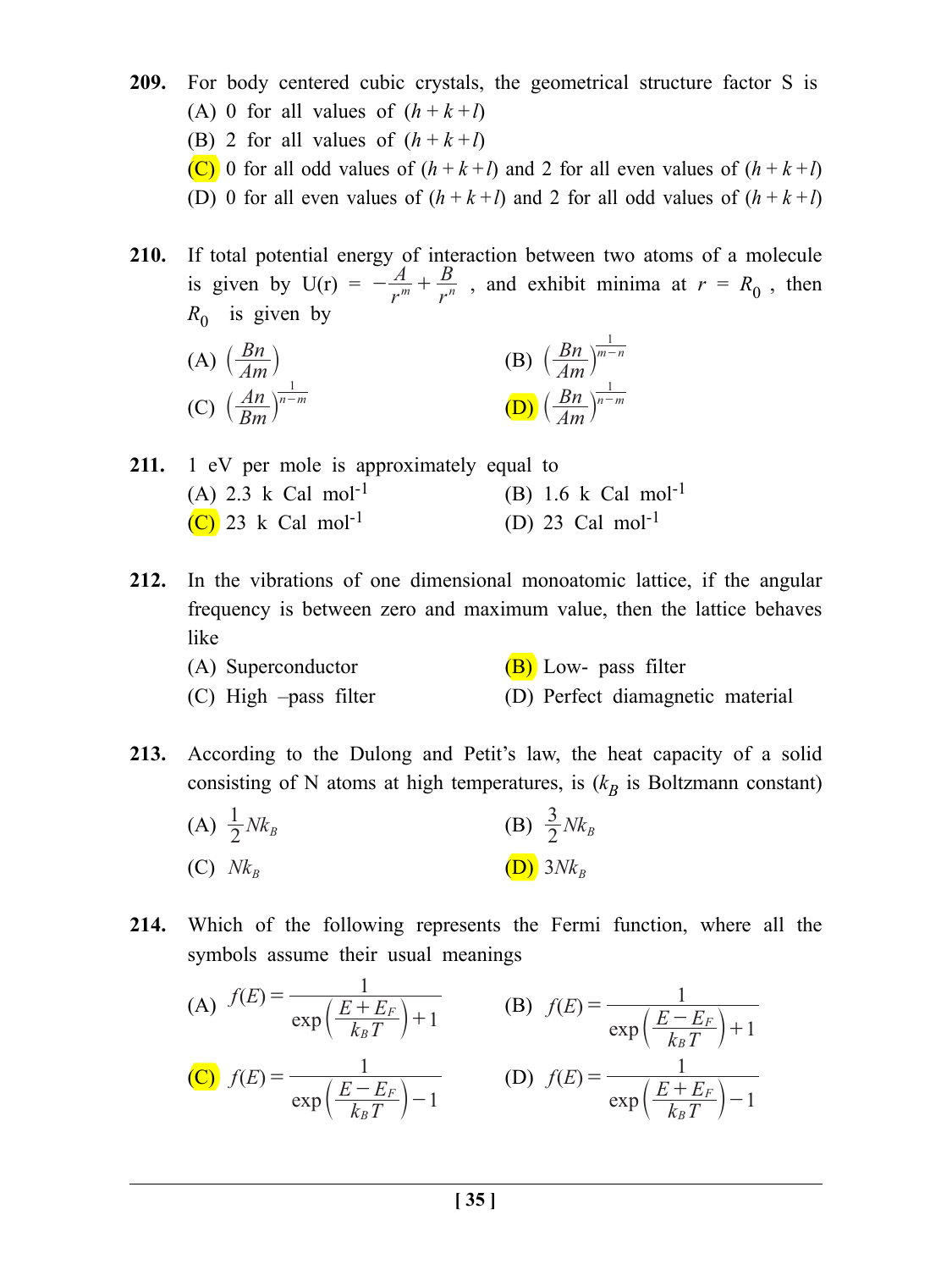**209.** For body centered cubic crystals, the geometrical structure factor S is

(A) 0 for all values of $(h+k+l)$

(B) 2 for all values of $(h+k+l)$

(C) 0 for all odd values of $(h+k+l)$ and 2 for all even values of $(h+k+l)$

(D) 0 for all even values of $(h+k+l)$ and 2 for all odd values of $(h+k+l)$

**210.** If total potential energy of interaction between two atoms of a molecule is given by U(r) = $-\frac{A}{r^m}+\frac{B}{r^n}$ , and exhibit minima at $r = R_0$ , then $R_0$ is given by

(A) $\left(\frac{Bn}{Am}\right)$

(B) $\left(\frac{Bn}{Am}\right)^{\frac{1}{m-n}}$

(C) $\left(\frac{An}{Bm}\right)^{\frac{1}{n-m}}$

(D) $\left(\frac{Bn}{Am}\right)^{\frac{1}{n-m}}$

**211.** 1 eV per mole is approximately equal to

(A) 2.3 k Cal mol$^{-1}$

(B) 1.6 k Cal mol$^{-1}$

(C) 23 k Cal mol$^{-1}$

(D) 23 Cal mol$^{-1}$

**212.** In the vibrations of one dimensional monoatomic lattice, if the angular frequency is between zero and maximum value, then the lattice behaves like

(A) Superconductor

(B) Low- pass filter

(C) High –pass filter

(D) Perfect diamagnetic material

**213.** According to the Dulong and Petit's law, the heat capacity of a solid consisting of N atoms at high temperatures, is ($k_B$ is Boltzmann constant)

(A) $\frac{1}{2}Nk_B$

(B) $\frac{3}{2}Nk_B$

(C) $Nk_B$

(D) $3Nk_B$

**214.** Which of the following represents the Fermi function, where all the symbols assume their usual meanings

(A) $f(E)=\frac{1}{\exp\left(\frac{E+E_F}{k_BT}\right)+1}$

(B) $f(E)=\frac{1}{\exp\left(\frac{E-E_F}{k_BT}\right)+1}$

(C) $f(E)=\frac{1}{\exp\left(\frac{E-E_F}{k_BT}\right)-1}$

(D) $f(E)=\frac{1}{\exp\left(\frac{E+E_F}{k_BT}\right)-1}$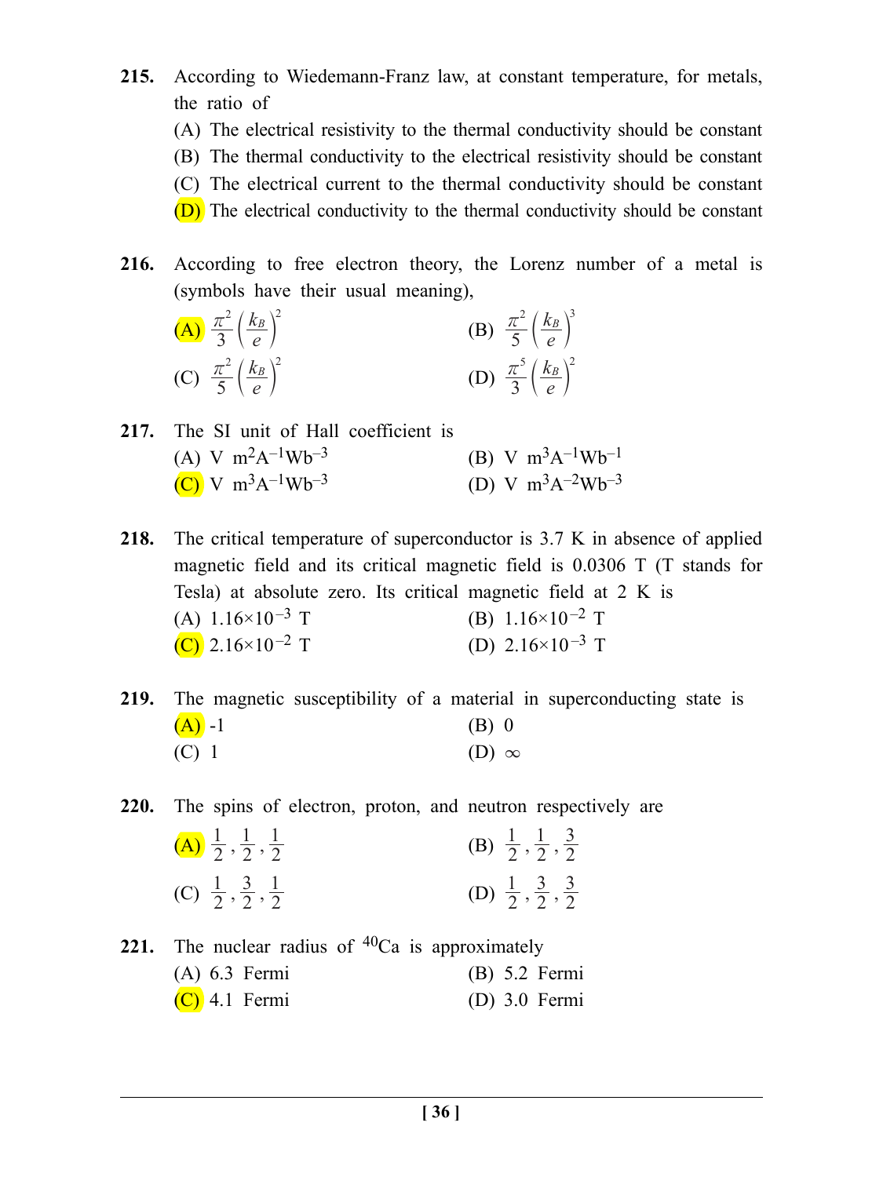**215.** According to Wiedemann-Franz law, at constant temperature, for metals, the ratio of

(A) The electrical resistivity to the thermal conductivity should be constant

(B) The thermal conductivity to the electrical resistivity should be constant

(C) The electrical current to the thermal conductivity should be constant

(D) The electrical conductivity to the thermal conductivity should be constant

**216.** According to free electron theory, the Lorenz number of a metal is (symbols have their usual meaning),

(A) $\frac{\pi^2}{3}\left(\frac{k_B}{e}\right)^2$ (B) $\frac{\pi^2}{5}\left(\frac{k_B}{e}\right)^3$

(C) $\frac{\pi^2}{5}\left(\frac{k_B}{e}\right)^2$ (D) $\frac{\pi^5}{3}\left(\frac{k_B}{e}\right)^2$

**217.** The SI unit of Hall coefficient is

(A) V $m^2A^{-1}Wb^{-3}$ (B) V $m^3A^{-1}Wb^{-1}$

(C) V $m^3A^{-1}Wb^{-3}$ (D) V $m^3A^{-2}Wb^{-3}$

**218.** The critical temperature of superconductor is 3.7 K in absence of applied magnetic field and its critical magnetic field is 0.0306 T (T stands for Tesla) at absolute zero. Its critical magnetic field at 2 K is

(A) $1.16\times10^{-3}$ T (B) $1.16\times10^{-2}$ T

(C) $2.16\times10^{-2}$ T (D) $2.16\times10^{-3}$ T

**219.** The magnetic susceptibility of a material in superconducting state is

(A) -1 (B) 0

(C) 1 (D) $\infty$

**220.** The spins of electron, proton, and neutron respectively are

(A) $\frac{1}{2},\frac{1}{2},\frac{1}{2}$ (B) $\frac{1}{2},\frac{1}{2},\frac{3}{2}$

(C) $\frac{1}{2},\frac{3}{2},\frac{1}{2}$ (D) $\frac{1}{2},\frac{3}{2},\frac{3}{2}$

**221.** The nuclear radius of $^{40}$Ca is approximately

(A) 6.3 Fermi (B) 5.2 Fermi

(C) 4.1 Fermi (D) 3.0 Fermi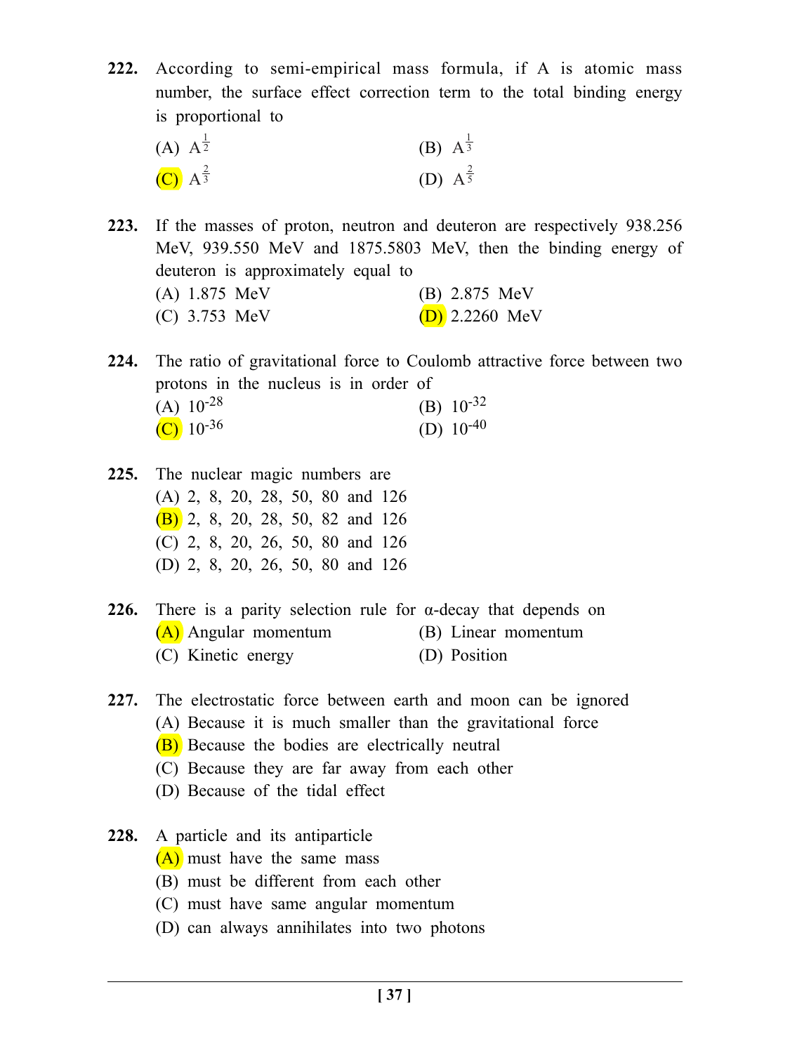**222.** According to semi-empirical mass formula, if A is atomic mass number, the surface effect correction term to the total binding energy is proportional to

(A) $A^{\frac{1}{2}}$
(B) $A^{\frac{1}{3}}$
(C) $A^{\frac{2}{3}}$
(D) $A^{\frac{2}{5}}$

**223.** If the masses of proton, neutron and deuteron are respectively 938.256 MeV, 939.550 MeV and 1875.5803 MeV, then the binding energy of deuteron is approximately equal to

(A) 1.875 MeV
(B) 2.875 MeV
(C) 3.753 MeV
(D) 2.2260 MeV

**224.** The ratio of gravitational force to Coulomb attractive force between two protons in the nucleus is in order of

(A) $10^{-28}$
(B) $10^{-32}$
(C) $10^{-36}$
(D) $10^{-40}$

**225.** The nuclear magic numbers are

(A) 2, 8, 20, 28, 50, 80 and 126
(B) 2, 8, 20, 28, 50, 82 and 126
(C) 2, 8, 20, 26, 50, 80 and 126
(D) 2, 8, 20, 26, 50, 80 and 126

**226.** There is a parity selection rule for α-decay that depends on

(A) Angular momentum
(B) Linear momentum
(C) Kinetic energy
(D) Position

**227.** The electrostatic force between earth and moon can be ignored

(A) Because it is much smaller than the gravitational force
(B) Because the bodies are electrically neutral
(C) Because they are far away from each other
(D) Because of the tidal effect

**228.** A particle and its antiparticle

(A) must have the same mass
(B) must be different from each other
(C) must have same angular momentum
(D) can always annihilates into two photons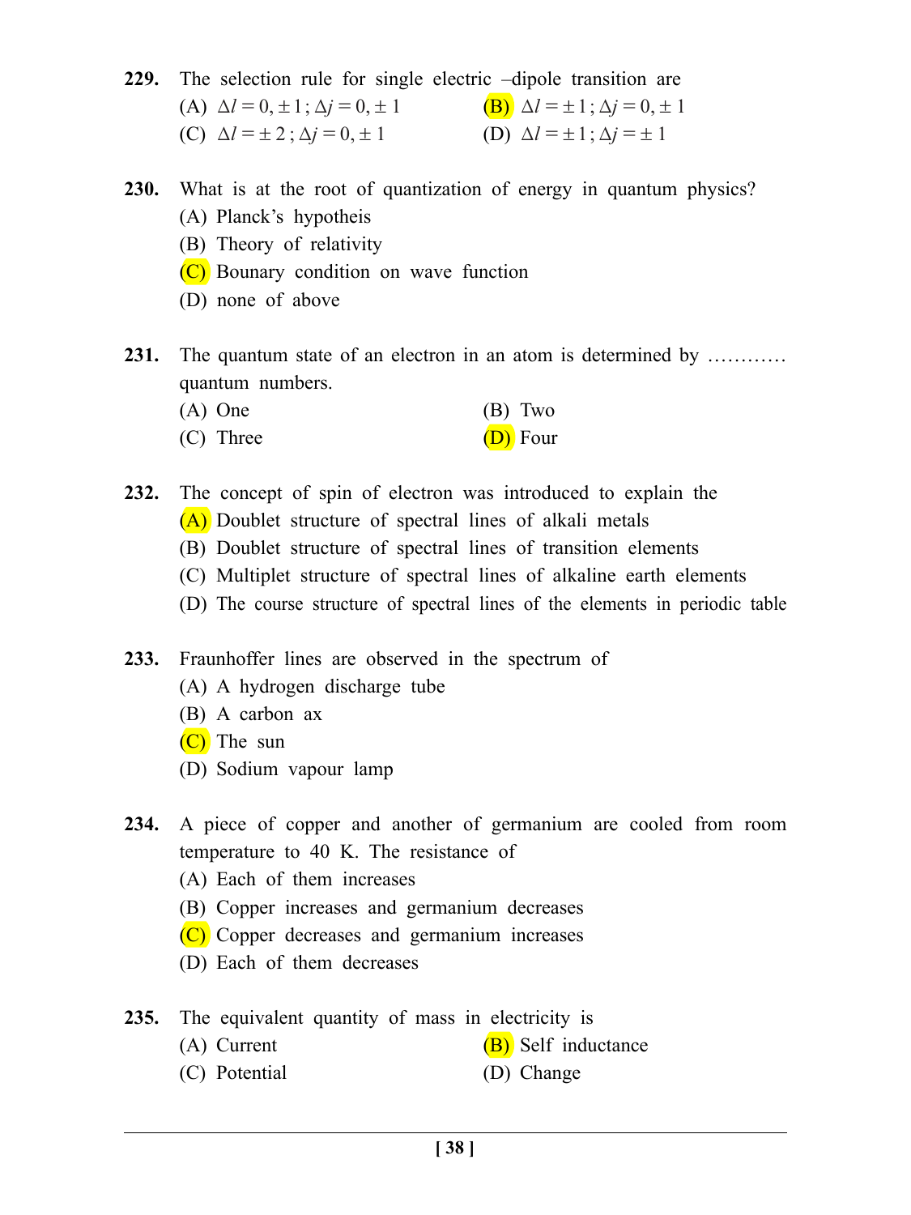**229.** The selection rule for single electric –dipole transition are

(A) $\Delta l = 0, \pm 1 ; \Delta j = 0, \pm 1$

(B) $\Delta l = \pm 1 ; \Delta j = 0, \pm 1$

(C) $\Delta l = \pm 2 ; \Delta j = 0, \pm 1$

(D) $\Delta l = \pm 1 ; \Delta j = \pm 1$

**230.** What is at the root of quantization of energy in quantum physics?

(A) Planck's hypotheis

(B) Theory of relativity

(C) Bounary condition on wave function

(D) none of above

**231.** The quantum state of an electron in an atom is determined by ………… quantum numbers.

(A) One

(B) Two

(C) Three

(D) Four

**232.** The concept of spin of electron was introduced to explain the

(A) Doublet structure of spectral lines of alkali metals

(B) Doublet structure of spectral lines of transition elements

(C) Multiplet structure of spectral lines of alkaline earth elements

(D) The course structure of spectral lines of the elements in periodic table

**233.** Fraunhoffer lines are observed in the spectrum of

(A) A hydrogen discharge tube

(B) A carbon ax

(C) The sun

(D) Sodium vapour lamp

**234.** A piece of copper and another of germanium are cooled from room temperature to 40 K. The resistance of

(A) Each of them increases

(B) Copper increases and germanium decreases

(C) Copper decreases and germanium increases

(D) Each of them decreases

**235.** The equivalent quantity of mass in electricity is

(A) Current

(B) Self inductance

(C) Potential

(D) Change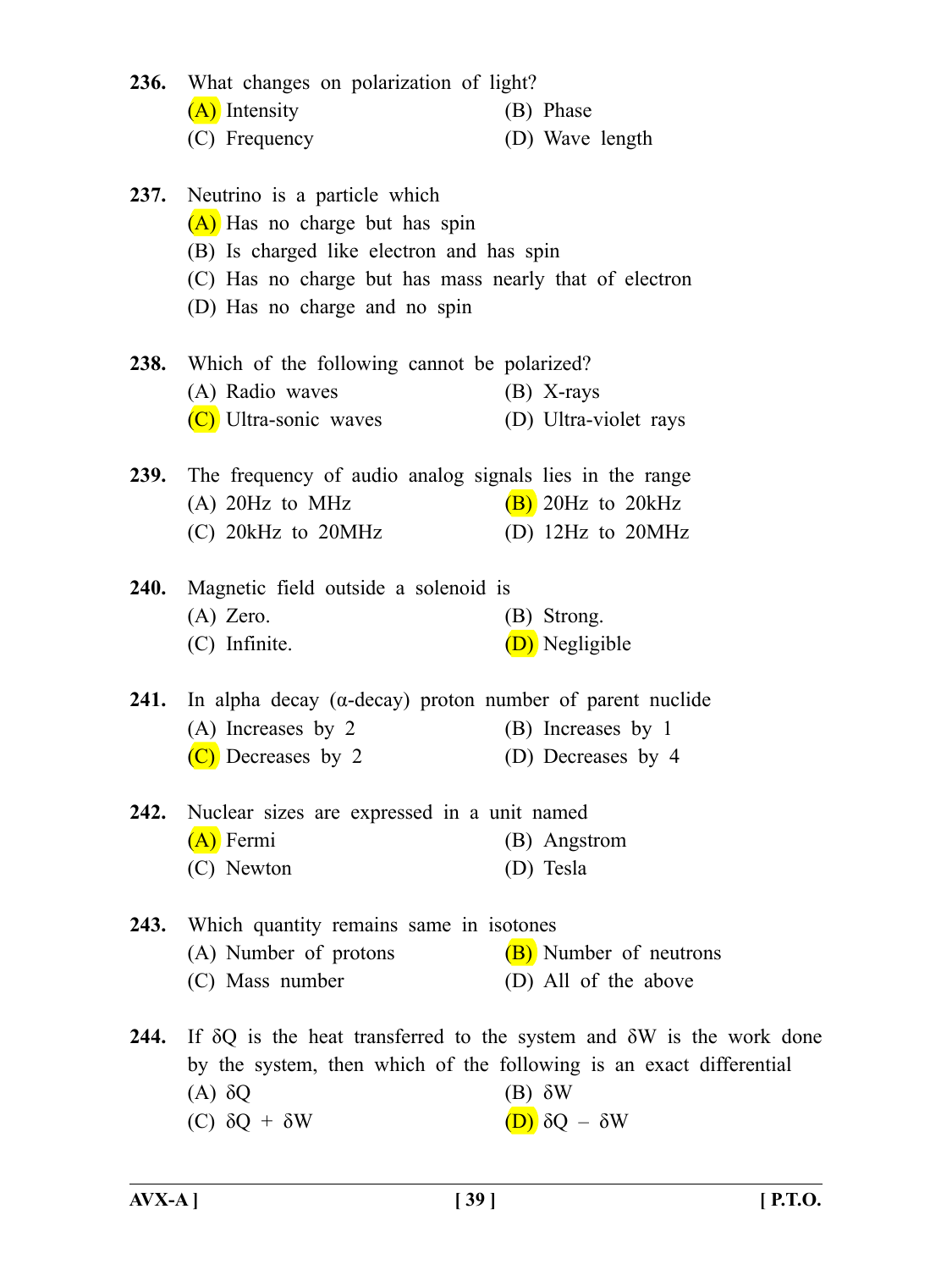**236.** What changes on polarization of light?

(A) Intensity
(B) Phase
(C) Frequency
(D) Wave length

**237.** Neutrino is a particle which

(A) Has no charge but has spin
(B) Is charged like electron and has spin
(C) Has no charge but has mass nearly that of electron
(D) Has no charge and no spin

**238.** Which of the following cannot be polarized?

(A) Radio waves
(B) X-rays
(C) Ultra-sonic waves
(D) Ultra-violet rays

**239.** The frequency of audio analog signals lies in the range

(A) 20Hz to MHz
(B) 20Hz to 20kHz
(C) 20kHz to 20MHz
(D) 12Hz to 20MHz

**240.** Magnetic field outside a solenoid is

(A) Zero.
(B) Strong.
(C) Infinite.
(D) Negligible

**241.** In alpha decay ($\alpha$-decay) proton number of parent nuclide

(A) Increases by 2
(B) Increases by 1
(C) Decreases by 2
(D) Decreases by 4

**242.** Nuclear sizes are expressed in a unit named

(A) Fermi
(B) Angstrom
(C) Newton
(D) Tesla

**243.** Which quantity remains same in isotones

(A) Number of protons
(B) Number of neutrons
(C) Mass number
(D) All of the above

**244.** If $\delta Q$ is the heat transferred to the system and $\delta W$ is the work done by the system, then which of the following is an exact differential

(A) $\delta Q$
(B) $\delta W$
(C) $\delta Q + \delta W$
(D) $\delta Q - \delta W$